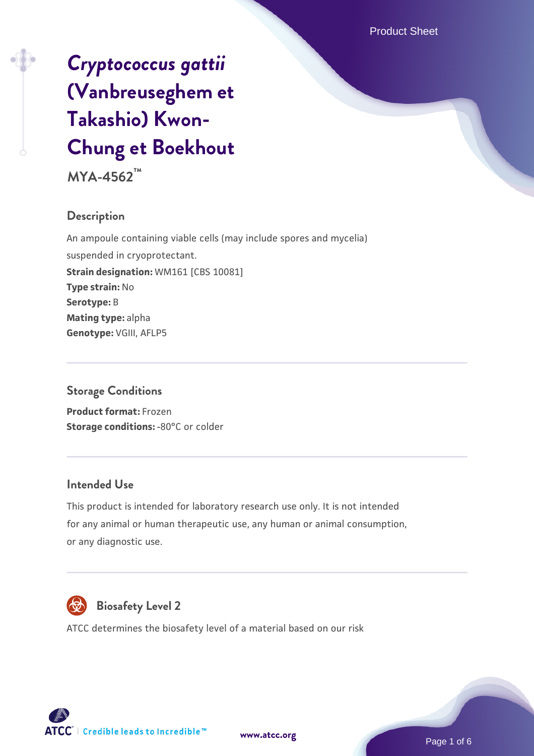# *Cryptococcus gattii* (Vanbreuseghem et Takashio) Kwon-Chung et Boekhout

**MYA-4562™**

## Description

An ampoule containing viable cells (may include spores and mycelia) suspended in cryoprotectant.

**Strain designation:** WM161 [CBS 10081]
**Type strain:** No
**Serotype:** B
**Mating type:** alpha
**Genotype:** VGIII, AFLP5

## Storage Conditions

**Product format:** Frozen
**Storage conditions:** -80°C or colder

## Intended Use

This product is intended for laboratory research use only. It is not intended for any animal or human therapeutic use, any human or animal consumption, or any diagnostic use.

## Biosafety Level 2

ATCC determines the biosafety level of a material based on our risk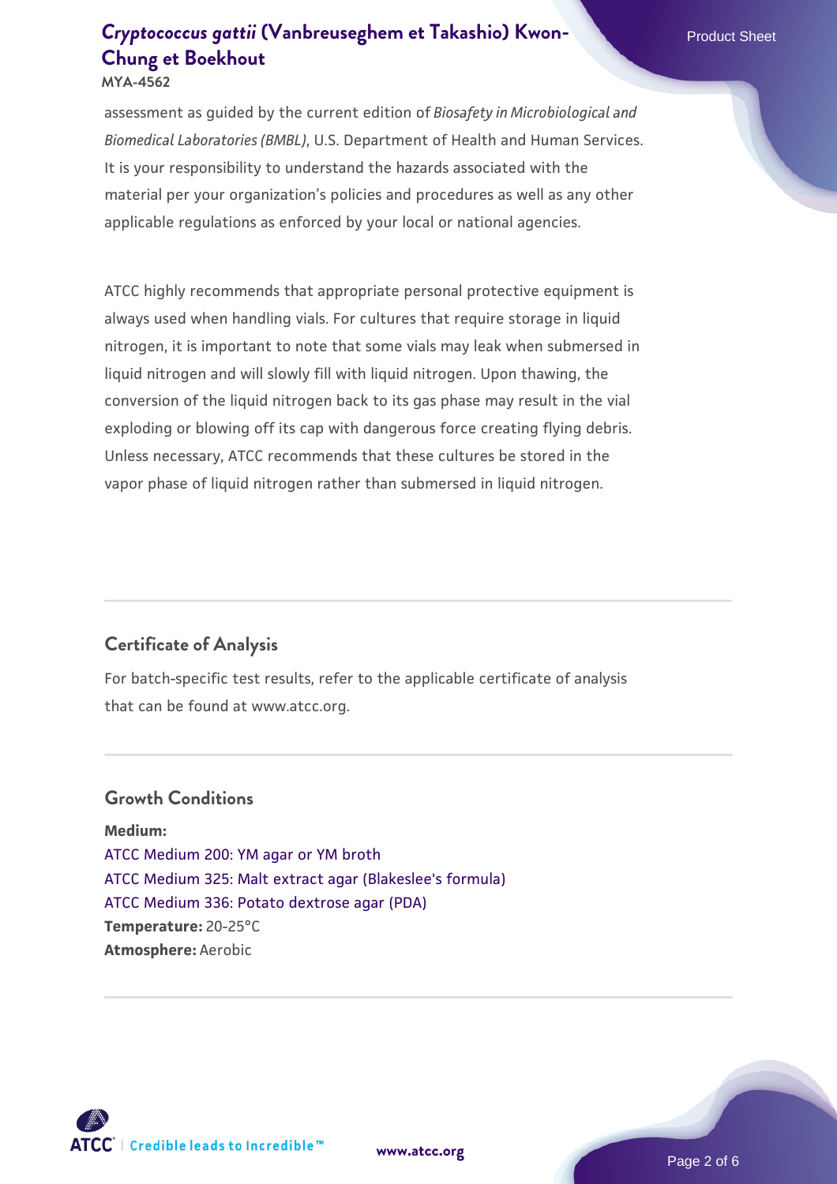assessment as guided by the current edition of *Biosafety in Microbiological and Biomedical Laboratories (BMBL)*, U.S. Department of Health and Human Services. It is your responsibility to understand the hazards associated with the material per your organization's policies and procedures as well as any other applicable regulations as enforced by your local or national agencies.

ATCC highly recommends that appropriate personal protective equipment is always used when handling vials. For cultures that require storage in liquid nitrogen, it is important to note that some vials may leak when submersed in liquid nitrogen and will slowly fill with liquid nitrogen. Upon thawing, the conversion of the liquid nitrogen back to its gas phase may result in the vial exploding or blowing off its cap with dangerous force creating flying debris. Unless necessary, ATCC recommends that these cultures be stored in the vapor phase of liquid nitrogen rather than submersed in liquid nitrogen.

## Certificate of Analysis

For batch-specific test results, refer to the applicable certificate of analysis that can be found at www.atcc.org.

## Growth Conditions

**Medium:**
ATCC Medium 200: YM agar or YM broth
ATCC Medium 325: Malt extract agar (Blakeslee's formula)
ATCC Medium 336: Potato dextrose agar (PDA)
**Temperature:** 20-25°C
**Atmosphere:** Aerobic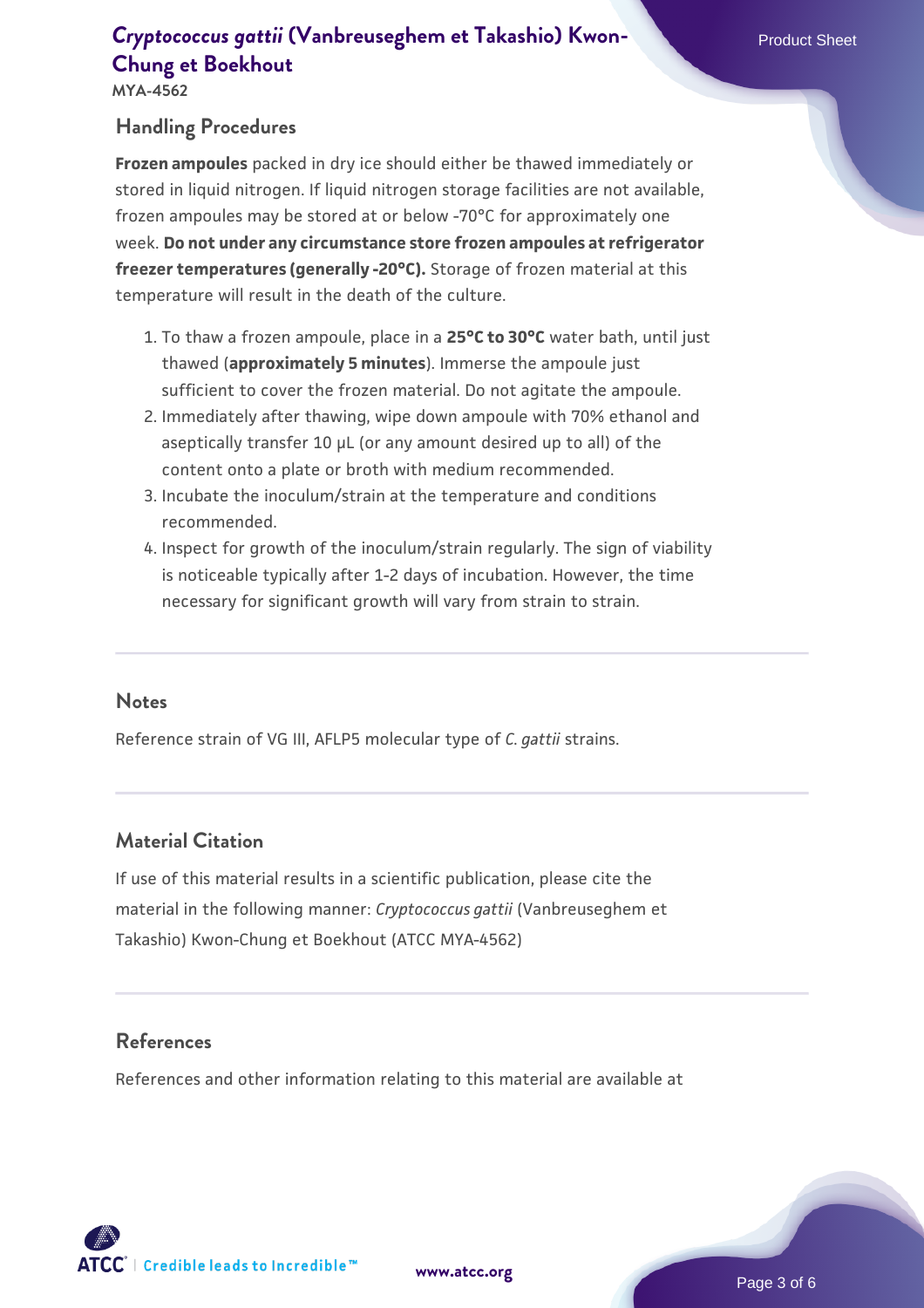## Handling Procedures

**Frozen ampoules** packed in dry ice should either be thawed immediately or stored in liquid nitrogen. If liquid nitrogen storage facilities are not available, frozen ampoules may be stored at or below -70°C for approximately one week. **Do not under any circumstance store frozen ampoules at refrigerator freezer temperatures (generally -20°C).** Storage of frozen material at this temperature will result in the death of the culture.

1. To thaw a frozen ampoule, place in a **25°C to 30°C** water bath, until just thawed (**approximately 5 minutes**). Immerse the ampoule just sufficient to cover the frozen material. Do not agitate the ampoule.
2. Immediately after thawing, wipe down ampoule with 70% ethanol and aseptically transfer 10 µL (or any amount desired up to all) of the content onto a plate or broth with medium recommended.
3. Incubate the inoculum/strain at the temperature and conditions recommended.
4. Inspect for growth of the inoculum/strain regularly. The sign of viability is noticeable typically after 1-2 days of incubation. However, the time necessary for significant growth will vary from strain to strain.

## Notes

Reference strain of VG III, AFLP5 molecular type of *C. gattii* strains.

## Material Citation

If use of this material results in a scientific publication, please cite the material in the following manner: *Cryptococcus gattii* (Vanbreuseghem et Takashio) Kwon-Chung et Boekhout (ATCC MYA-4562)

## References

References and other information relating to this material are available at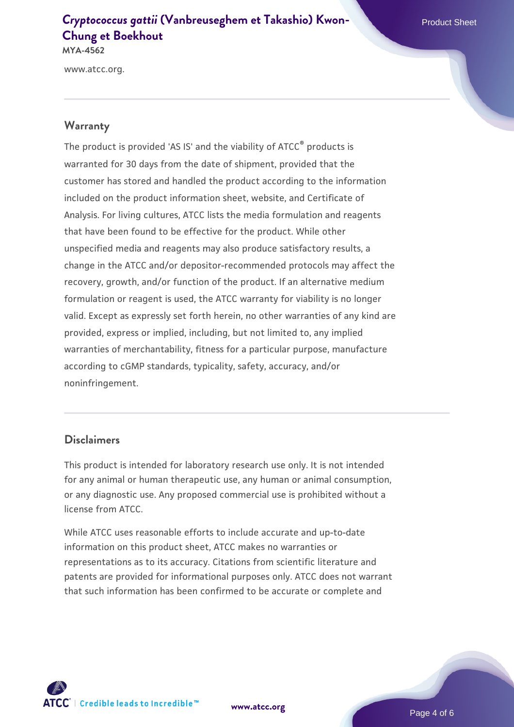www.atcc.org.

## Warranty

The product is provided 'AS IS' and the viability of ATCC® products is warranted for 30 days from the date of shipment, provided that the customer has stored and handled the product according to the information included on the product information sheet, website, and Certificate of Analysis. For living cultures, ATCC lists the media formulation and reagents that have been found to be effective for the product. While other unspecified media and reagents may also produce satisfactory results, a change in the ATCC and/or depositor-recommended protocols may affect the recovery, growth, and/or function of the product. If an alternative medium formulation or reagent is used, the ATCC warranty for viability is no longer valid. Except as expressly set forth herein, no other warranties of any kind are provided, express or implied, including, but not limited to, any implied warranties of merchantability, fitness for a particular purpose, manufacture according to cGMP standards, typicality, safety, accuracy, and/or noninfringement.

## Disclaimers

This product is intended for laboratory research use only. It is not intended for any animal or human therapeutic use, any human or animal consumption, or any diagnostic use. Any proposed commercial use is prohibited without a license from ATCC.

While ATCC uses reasonable efforts to include accurate and up-to-date information on this product sheet, ATCC makes no warranties or representations as to its accuracy. Citations from scientific literature and patents are provided for informational purposes only. ATCC does not warrant that such information has been confirmed to be accurate or complete and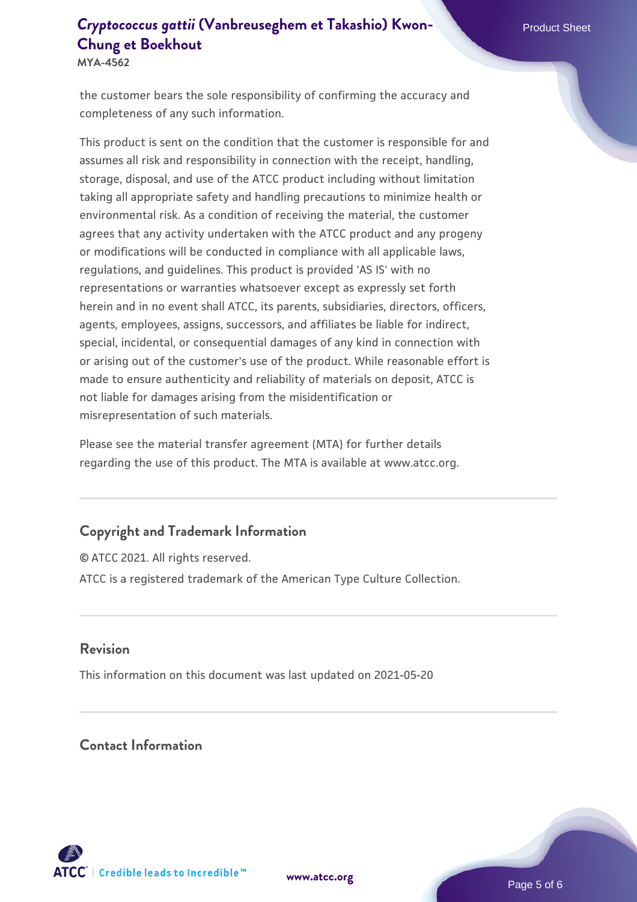the customer bears the sole responsibility of confirming the accuracy and completeness of any such information.

This product is sent on the condition that the customer is responsible for and assumes all risk and responsibility in connection with the receipt, handling, storage, disposal, and use of the ATCC product including without limitation taking all appropriate safety and handling precautions to minimize health or environmental risk. As a condition of receiving the material, the customer agrees that any activity undertaken with the ATCC product and any progeny or modifications will be conducted in compliance with all applicable laws, regulations, and guidelines. This product is provided 'AS IS' with no representations or warranties whatsoever except as expressly set forth herein and in no event shall ATCC, its parents, subsidiaries, directors, officers, agents, employees, assigns, successors, and affiliates be liable for indirect, special, incidental, or consequential damages of any kind in connection with or arising out of the customer's use of the product. While reasonable effort is made to ensure authenticity and reliability of materials on deposit, ATCC is not liable for damages arising from the misidentification or misrepresentation of such materials.

Please see the material transfer agreement (MTA) for further details regarding the use of this product. The MTA is available at www.atcc.org.

## Copyright and Trademark Information

© ATCC 2021. All rights reserved.

ATCC is a registered trademark of the American Type Culture Collection.

## Revision

This information on this document was last updated on 2021-05-20

## Contact Information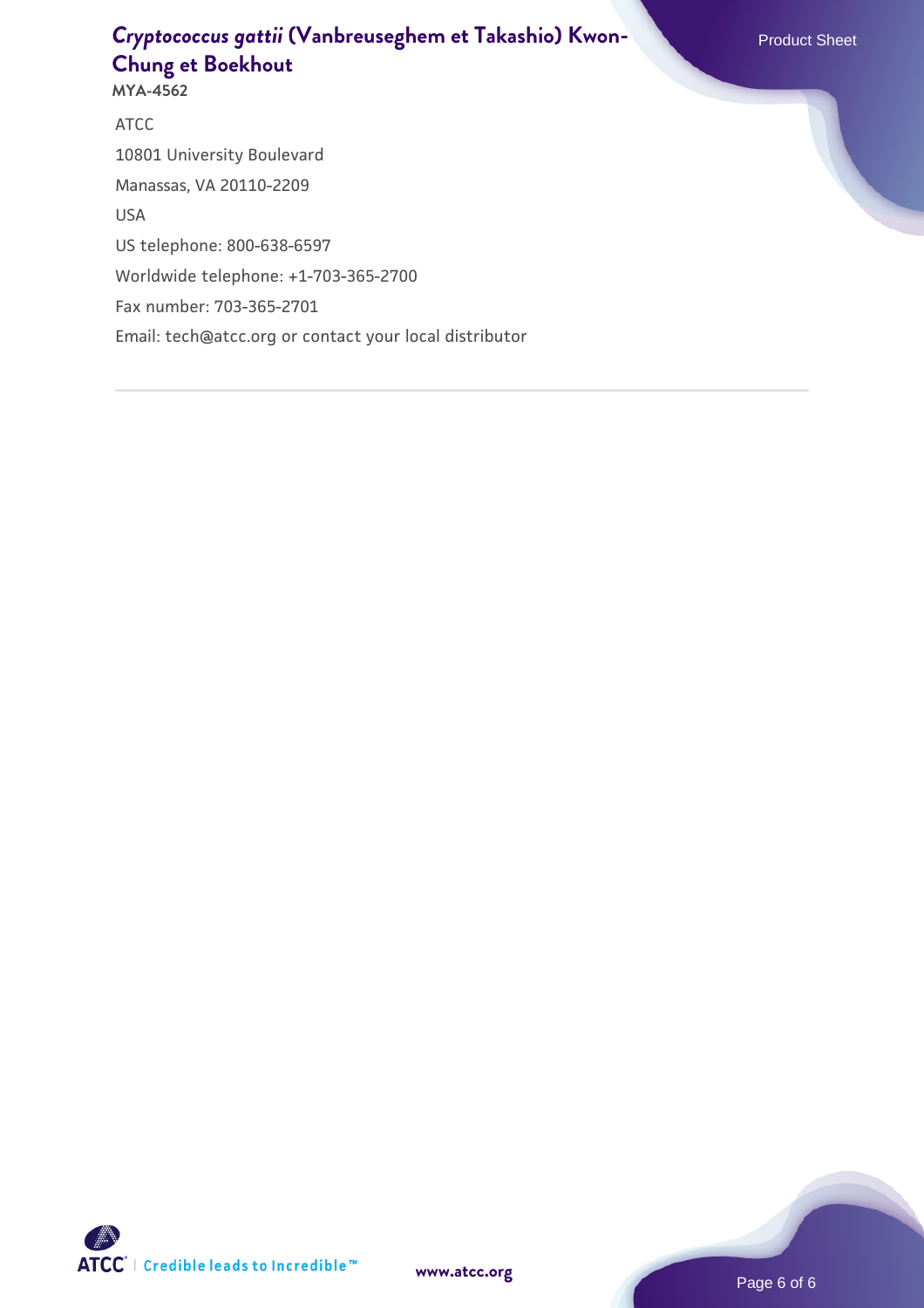ATCC

10801 University Boulevard

Manassas, VA 20110-2209

USA

US telephone: 800-638-6597

Worldwide telephone: +1-703-365-2700

Fax number: 703-365-2701

Email: tech@atcc.org or contact your local distributor